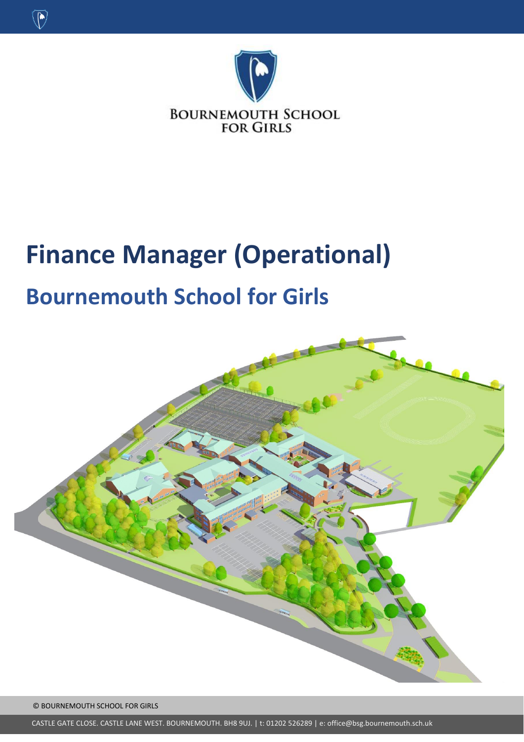BOURNEMOUTH SCHOOL FOR GIRLS

# Finance Manager (Operational)

## Bournemouth School for Girls

© BOURNEMOUTH SCHOOL FOR GIRLS

CASTLE GATE CLOSE. CASTLE LANE WEST. BOURNEMOUTH. BH8 9UJ. | t: 01202 526289 | e: office@bsg.bournemouth.sch.uk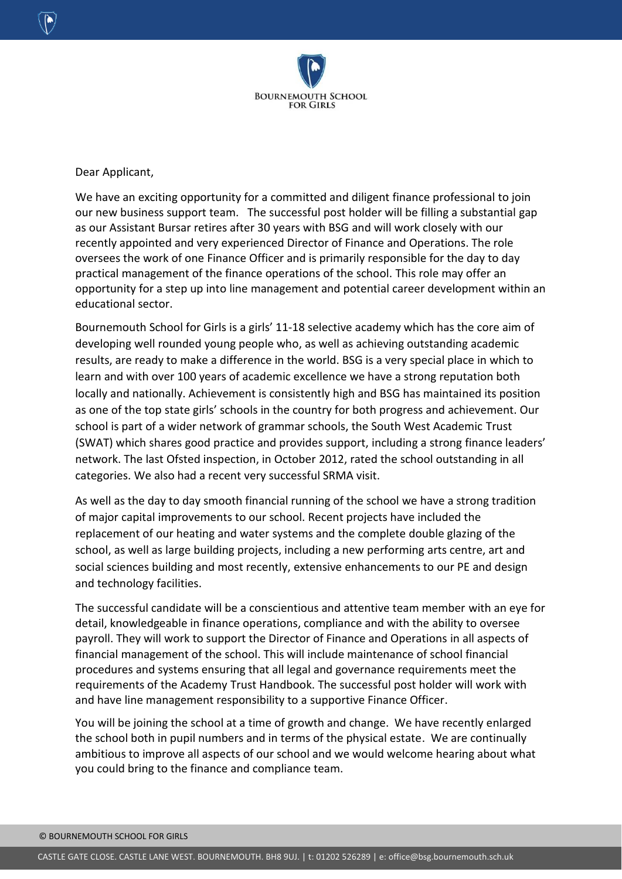Dear Applicant,

We have an exciting opportunity for a committed and diligent finance professional to join our new business support team. The successful post holder will be filling a substantial gap as our Assistant Bursar retires after 30 years with BSG and will work closely with our recently appointed and very experienced Director of Finance and Operations. The role oversees the work of one Finance Officer and is primarily responsible for the day to day practical management of the finance operations of the school. This role may offer an opportunity for a step up into line management and potential career development within an educational sector.

Bournemouth School for Girls is a girls' 11-18 selective academy which has the core aim of developing well rounded young people who, as well as achieving outstanding academic results, are ready to make a difference in the world. BSG is a very special place in which to learn and with over 100 years of academic excellence we have a strong reputation both locally and nationally. Achievement is consistently high and BSG has maintained its position as one of the top state girls' schools in the country for both progress and achievement. Our school is part of a wider network of grammar schools, the South West Academic Trust (SWAT) which shares good practice and provides support, including a strong finance leaders' network. The last Ofsted inspection, in October 2012, rated the school outstanding in all categories. We also had a recent very successful SRMA visit.

As well as the day to day smooth financial running of the school we have a strong tradition of major capital improvements to our school. Recent projects have included the replacement of our heating and water systems and the complete double glazing of the school, as well as large building projects, including a new performing arts centre, art and social sciences building and most recently, extensive enhancements to our PE and design and technology facilities.

The successful candidate will be a conscientious and attentive team member with an eye for detail, knowledgeable in finance operations, compliance and with the ability to oversee payroll. They will work to support the Director of Finance and Operations in all aspects of financial management of the school. This will include maintenance of school financial procedures and systems ensuring that all legal and governance requirements meet the requirements of the Academy Trust Handbook. The successful post holder will work with and have line management responsibility to a supportive Finance Officer.

You will be joining the school at a time of growth and change. We have recently enlarged the school both in pupil numbers and in terms of the physical estate. We are continually ambitious to improve all aspects of our school and we would welcome hearing about what you could bring to the finance and compliance team.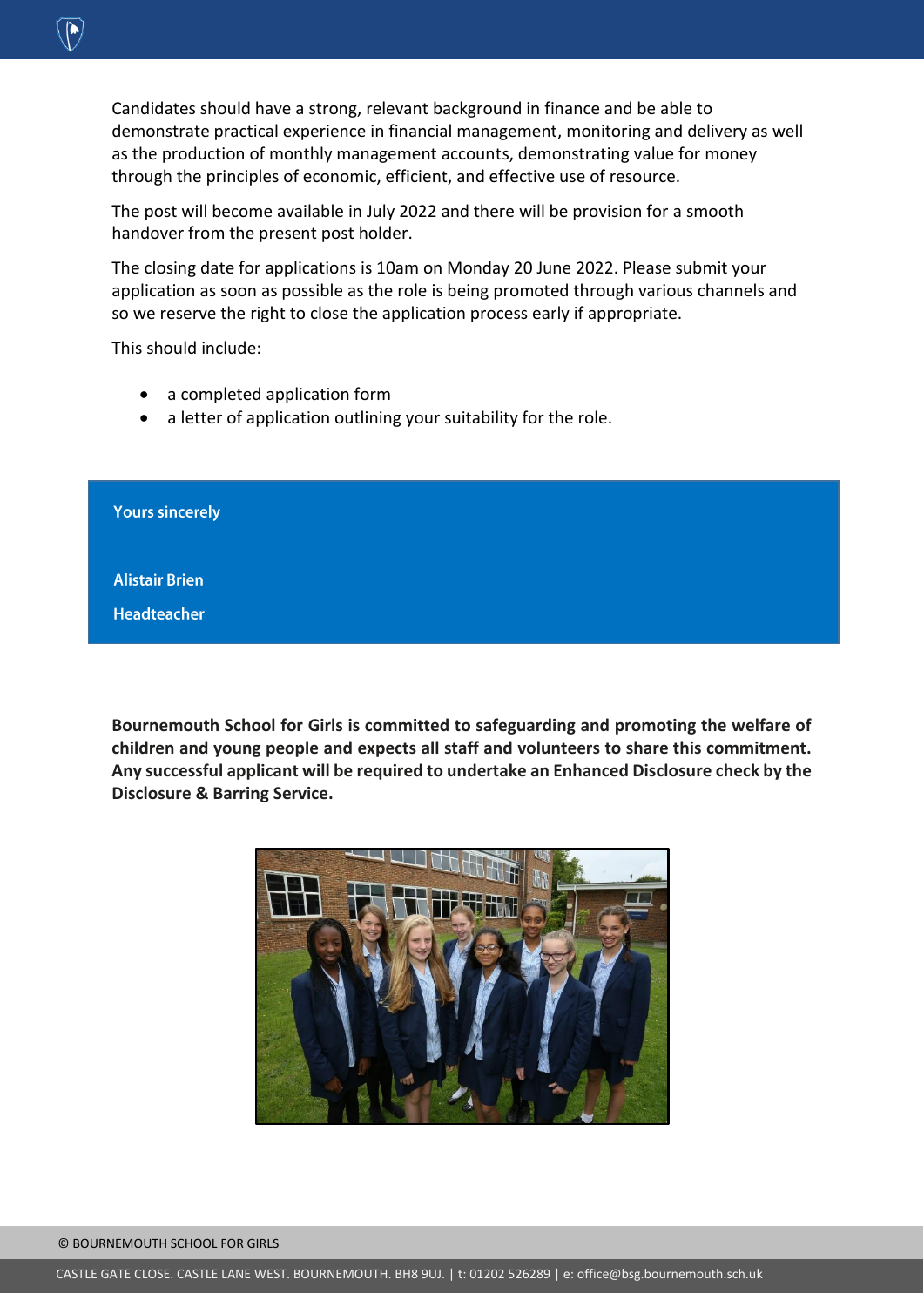Candidates should have a strong, relevant background in finance and be able to demonstrate practical experience in financial management, monitoring and delivery as well as the production of monthly management accounts, demonstrating value for money through the principles of economic, efficient, and effective use of resource.

The post will become available in July 2022 and there will be provision for a smooth handover from the present post holder.

The closing date for applications is 10am on Monday 20 June 2022. Please submit your application as soon as possible as the role is being promoted through various channels and so we reserve the right to close the application process early if appropriate.

This should include:

- a completed application form
- a letter of application outlining your suitability for the role.

**Yours sincerely**

**Alistair Brien**

**Headteacher**

**Bournemouth School for Girls is committed to safeguarding and promoting the welfare of children and young people and expects all staff and volunteers to share this commitment. Any successful applicant will be required to undertake an Enhanced Disclosure check by the Disclosure & Barring Service.**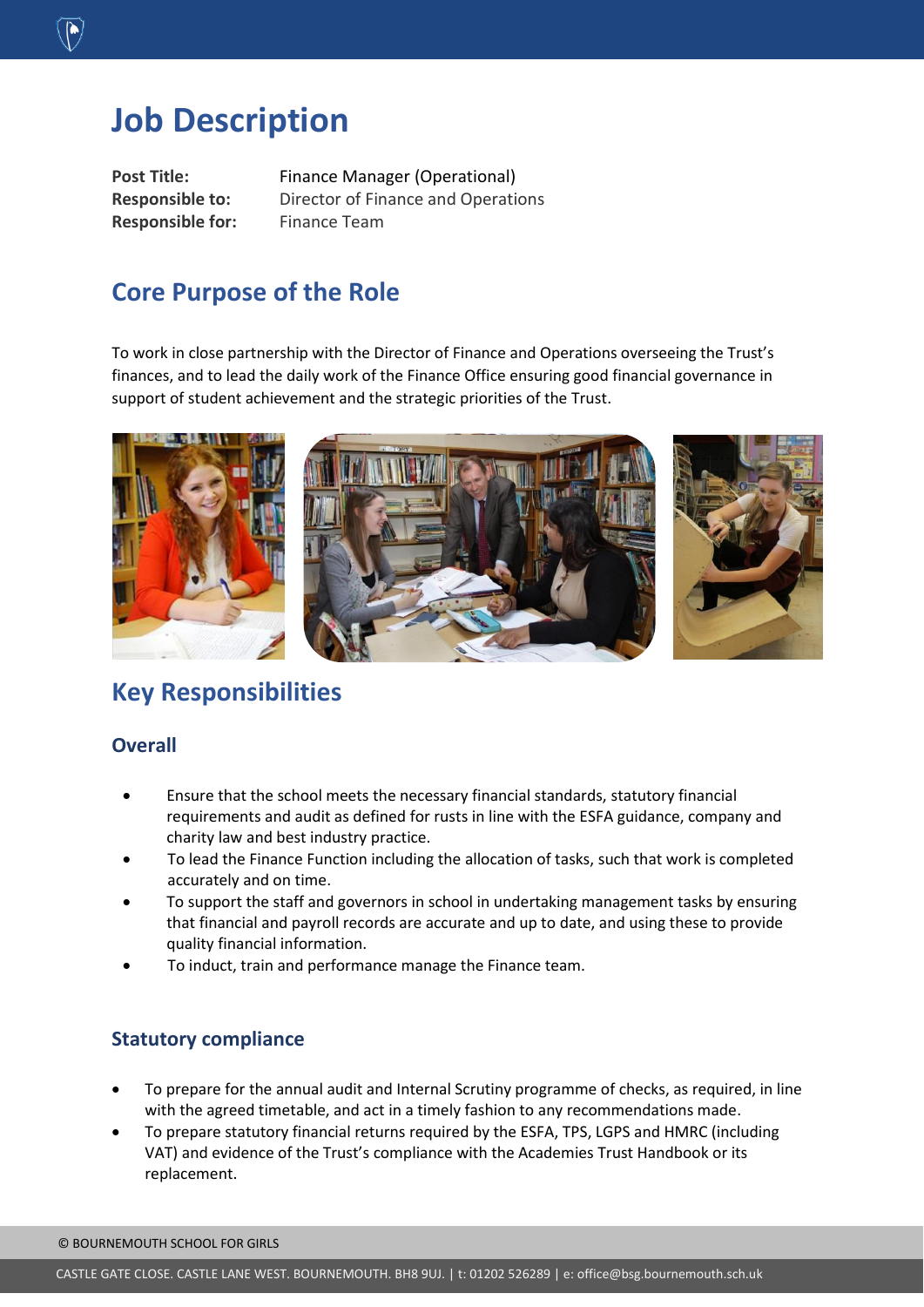# Job Description

**Post Title:** Finance Manager (Operational)
**Responsible to:** Director of Finance and Operations
**Responsible for:** Finance Team

## Core Purpose of the Role

To work in close partnership with the Director of Finance and Operations overseeing the Trust's finances, and to lead the daily work of the Finance Office ensuring good financial governance in support of student achievement and the strategic priorities of the Trust.

## Key Responsibilities

### Overall

- Ensure that the school meets the necessary financial standards, statutory financial requirements and audit as defined for rusts in line with the ESFA guidance, company and charity law and best industry practice.
- To lead the Finance Function including the allocation of tasks, such that work is completed accurately and on time.
- To support the staff and governors in school in undertaking management tasks by ensuring that financial and payroll records are accurate and up to date, and using these to provide quality financial information.
- To induct, train and performance manage the Finance team.

### Statutory compliance

- To prepare for the annual audit and Internal Scrutiny programme of checks, as required, in line with the agreed timetable, and act in a timely fashion to any recommendations made.
- To prepare statutory financial returns required by the ESFA, TPS, LGPS and HMRC (including VAT) and evidence of the Trust's compliance with the Academies Trust Handbook or its replacement.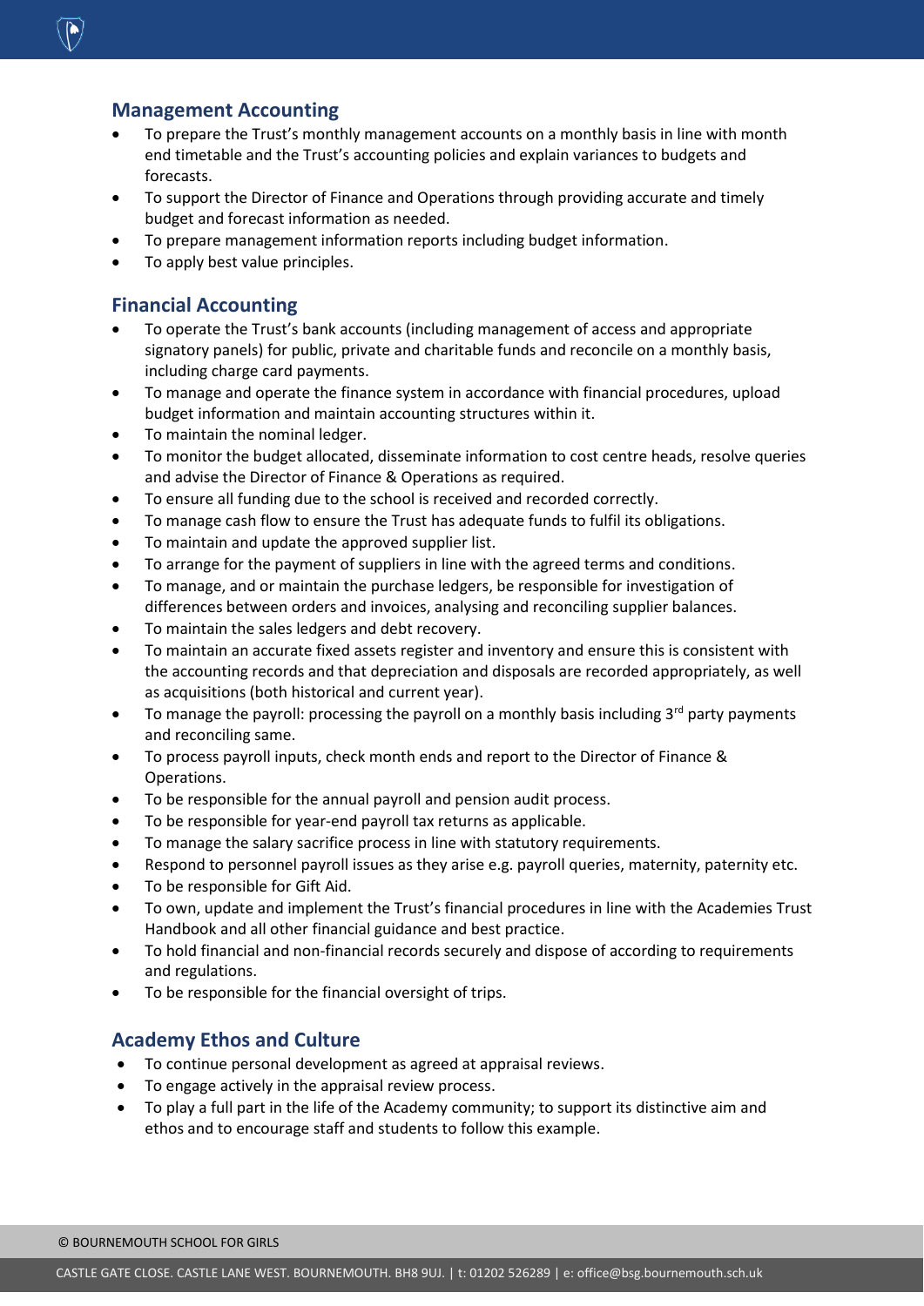## Management Accounting

- To prepare the Trust's monthly management accounts on a monthly basis in line with month end timetable and the Trust's accounting policies and explain variances to budgets and forecasts.
- To support the Director of Finance and Operations through providing accurate and timely budget and forecast information as needed.
- To prepare management information reports including budget information.
- To apply best value principles.

## Financial Accounting

- To operate the Trust's bank accounts (including management of access and appropriate signatory panels) for public, private and charitable funds and reconcile on a monthly basis, including charge card payments.
- To manage and operate the finance system in accordance with financial procedures, upload budget information and maintain accounting structures within it.
- To maintain the nominal ledger.
- To monitor the budget allocated, disseminate information to cost centre heads, resolve queries and advise the Director of Finance & Operations as required.
- To ensure all funding due to the school is received and recorded correctly.
- To manage cash flow to ensure the Trust has adequate funds to fulfil its obligations.
- To maintain and update the approved supplier list.
- To arrange for the payment of suppliers in line with the agreed terms and conditions.
- To manage, and or maintain the purchase ledgers, be responsible for investigation of differences between orders and invoices, analysing and reconciling supplier balances.
- To maintain the sales ledgers and debt recovery.
- To maintain an accurate fixed assets register and inventory and ensure this is consistent with the accounting records and that depreciation and disposals are recorded appropriately, as well as acquisitions (both historical and current year).
- To manage the payroll: processing the payroll on a monthly basis including 3rd party payments and reconciling same.
- To process payroll inputs, check month ends and report to the Director of Finance & Operations.
- To be responsible for the annual payroll and pension audit process.
- To be responsible for year-end payroll tax returns as applicable.
- To manage the salary sacrifice process in line with statutory requirements.
- Respond to personnel payroll issues as they arise e.g. payroll queries, maternity, paternity etc.
- To be responsible for Gift Aid.
- To own, update and implement the Trust's financial procedures in line with the Academies Trust Handbook and all other financial guidance and best practice.
- To hold financial and non-financial records securely and dispose of according to requirements and regulations.
- To be responsible for the financial oversight of trips.

## Academy Ethos and Culture

- To continue personal development as agreed at appraisal reviews.
- To engage actively in the appraisal review process.
- To play a full part in the life of the Academy community; to support its distinctive aim and ethos and to encourage staff and students to follow this example.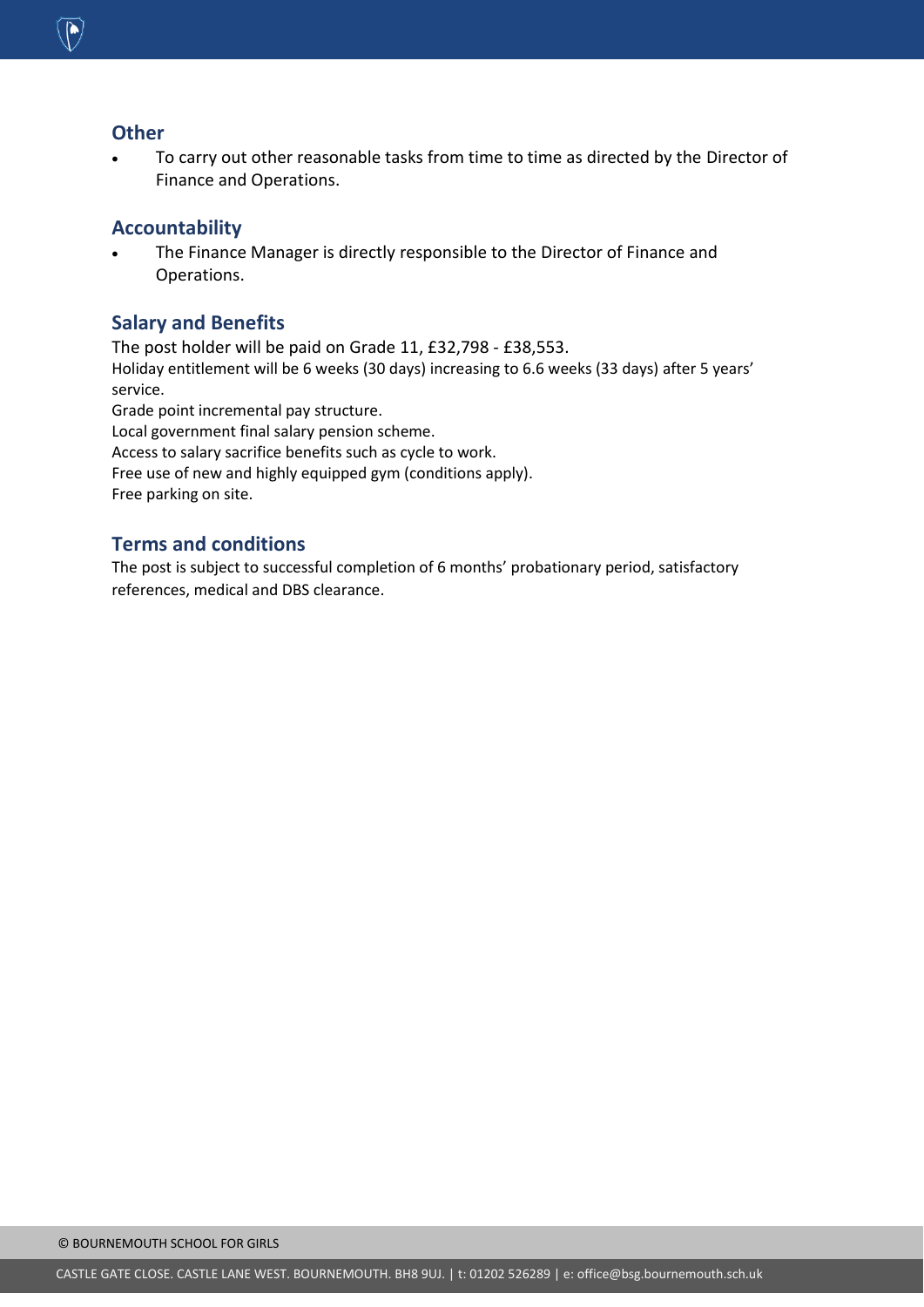## Other

- To carry out other reasonable tasks from time to time as directed by the Director of Finance and Operations.

## Accountability

- The Finance Manager is directly responsible to the Director of Finance and Operations.

## Salary and Benefits

The post holder will be paid on Grade 11, £32,798 - £38,553.

Holiday entitlement will be 6 weeks (30 days) increasing to 6.6 weeks (33 days) after 5 years' service.

Grade point incremental pay structure.

Local government final salary pension scheme.

Access to salary sacrifice benefits such as cycle to work.

Free use of new and highly equipped gym (conditions apply).

Free parking on site.

## Terms and conditions

The post is subject to successful completion of 6 months' probationary period, satisfactory references, medical and DBS clearance.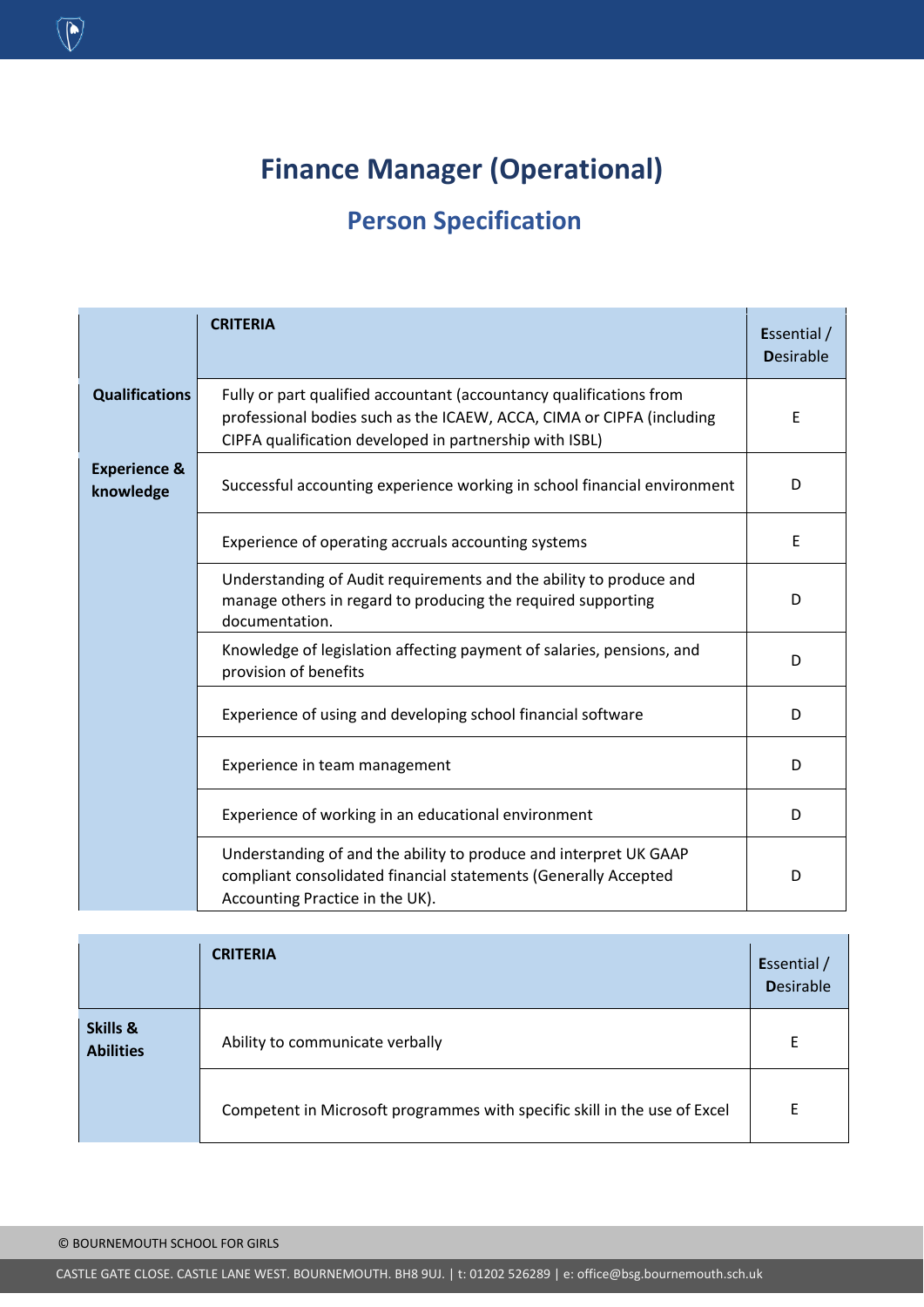# Finance Manager (Operational)

## Person Specification

| | CRITERIA | Essential / Desirable |
|---|---|---|
| **Qualifications** | Fully or part qualified accountant (accountancy qualifications from professional bodies such as the ICAEW, ACCA, CIMA or CIPFA (including CIPFA qualification developed in partnership with ISBL) | E |
| **Experience & knowledge** | Successful accounting experience working in school financial environment | D |
| | Experience of operating accruals accounting systems | E |
| | Understanding of Audit requirements and the ability to produce and manage others in regard to producing the required supporting documentation. | D |
| | Knowledge of legislation affecting payment of salaries, pensions, and provision of benefits | D |
| | Experience of using and developing school financial software | D |
| | Experience in team management | D |
| | Experience of working in an educational environment | D |
| | Understanding of and the ability to produce and interpret UK GAAP compliant consolidated financial statements (Generally Accepted Accounting Practice in the UK). | D |

| | CRITERIA | Essential / Desirable |
|---|---|---|
| **Skills & Abilities** | Ability to communicate verbally | E |
| | Competent in Microsoft programmes with specific skill in the use of Excel | E |

© BOURNEMOUTH SCHOOL FOR GIRLS

CASTLE GATE CLOSE. CASTLE LANE WEST. BOURNEMOUTH. BH8 9UJ. | t: 01202 526289 | e: office@bsg.bournemouth.sch.uk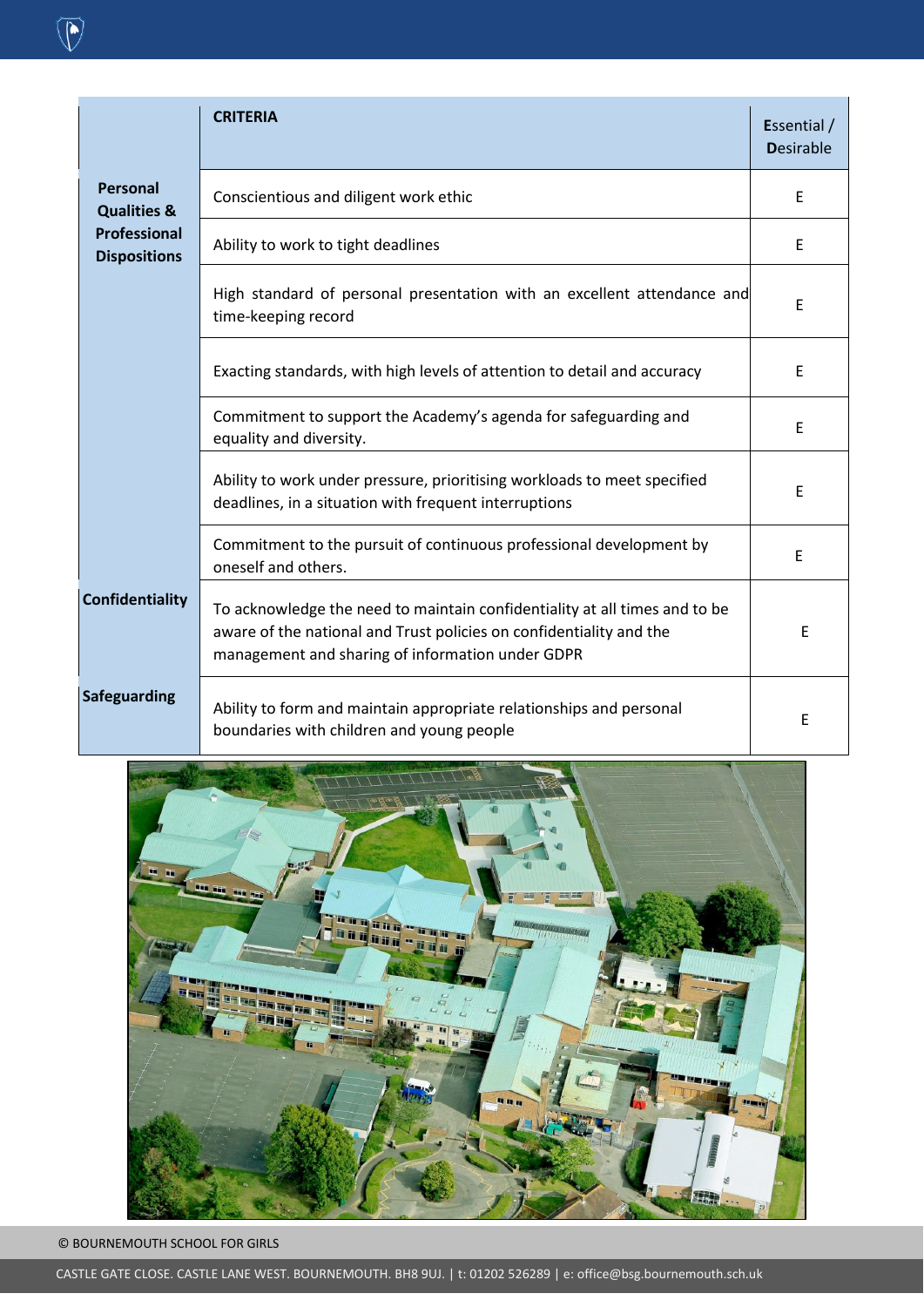| | CRITERIA | Essential / Desirable |
|---|---|---|
| **Personal Qualities & Professional Dispositions** | Conscientious and diligent work ethic | E |
| | Ability to work to tight deadlines | E |
| | High standard of personal presentation with an excellent attendance and time-keeping record | E |
| | Exacting standards, with high levels of attention to detail and accuracy | E |
| | Commitment to support the Academy's agenda for safeguarding and equality and diversity. | E |
| | Ability to work under pressure, prioritising workloads to meet specified deadlines, in a situation with frequent interruptions | E |
| | Commitment to the pursuit of continuous professional development by oneself and others. | E |
| **Confidentiality** | To acknowledge the need to maintain confidentiality at all times and to be aware of the national and Trust policies on confidentiality and the management and sharing of information under GDPR | E |
| **Safeguarding** | Ability to form and maintain appropriate relationships and personal boundaries with children and young people | E |

© BOURNEMOUTH SCHOOL FOR GIRLS

CASTLE GATE CLOSE. CASTLE LANE WEST. BOURNEMOUTH. BH8 9UJ. | t: 01202 526289 | e: office@bsg.bournemouth.sch.uk